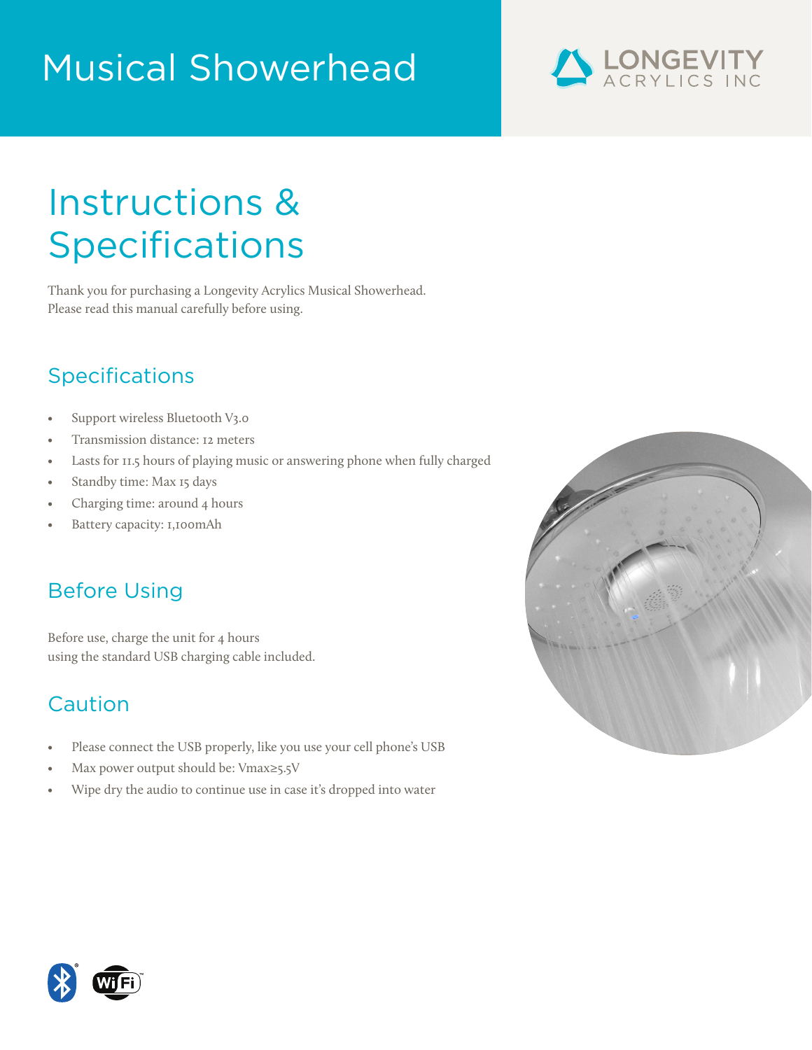# Musical Showerhead

LONGEVITY ACRYLICS INC

## Instructions & Specifications

Thank you for purchasing a Longevity Acrylics Musical Showerhead.
Please read this manual carefully before using.

### Specifications

- Support wireless Bluetooth V3.0
- Transmission distance: 12 meters
- Lasts for 11.5 hours of playing music or answering phone when fully charged
- Standby time: Max 15 days
- Charging time: around 4 hours
- Battery capacity: 1,100mAh

### Before Using

Before use, charge the unit for 4 hours
using the standard USB charging cable included.

### Caution

- Please connect the USB properly, like you use your cell phone's USB
- Max power output should be: Vmax≥5.5V
- Wipe dry the audio to continue use in case it's dropped into water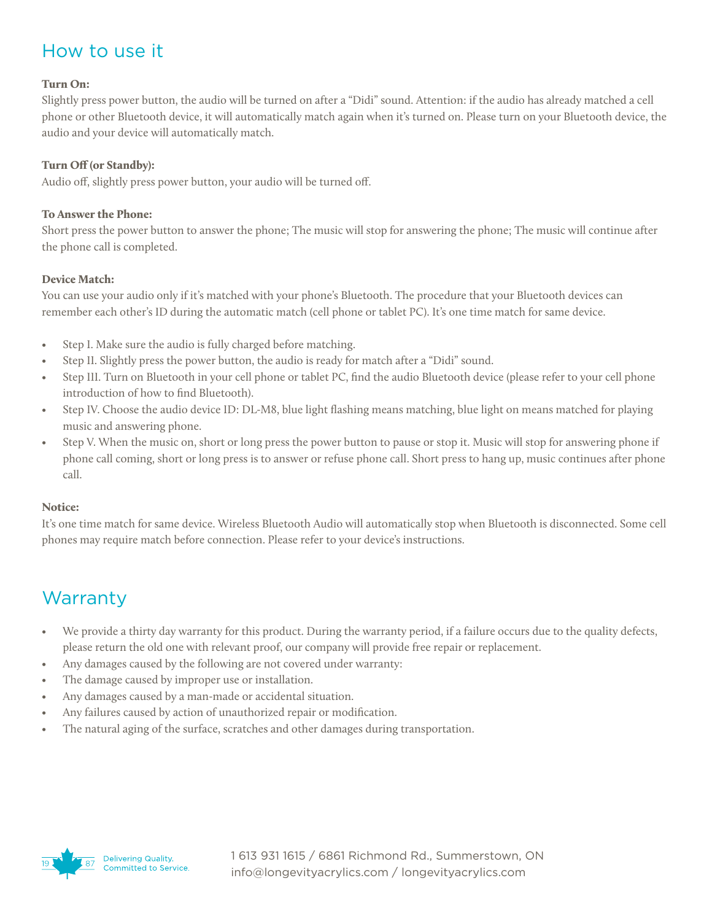## How to use it

**Turn On:**
Slightly press power button, the audio will be turned on after a "Didi" sound. Attention: if the audio has already matched a cell phone or other Bluetooth device, it will automatically match again when it's turned on. Please turn on your Bluetooth device, the audio and your device will automatically match.

**Turn Off (or Standby):**
Audio off, slightly press power button, your audio will be turned off.

**To Answer the Phone:**
Short press the power button to answer the phone; The music will stop for answering the phone; The music will continue after the phone call is completed.

**Device Match:**
You can use your audio only if it's matched with your phone's Bluetooth. The procedure that your Bluetooth devices can remember each other's ID during the automatic match (cell phone or tablet PC). It's one time match for same device.

- Step I. Make sure the audio is fully charged before matching.
- Step II. Slightly press the power button, the audio is ready for match after a "Didi" sound.
- Step III. Turn on Bluetooth in your cell phone or tablet PC, find the audio Bluetooth device (please refer to your cell phone introduction of how to find Bluetooth).
- Step IV. Choose the audio device ID: DL-M8, blue light flashing means matching, blue light on means matched for playing music and answering phone.
- Step V. When the music on, short or long press the power button to pause or stop it. Music will stop for answering phone if phone call coming, short or long press is to answer or refuse phone call. Short press to hang up, music continues after phone call.

**Notice:**
It's one time match for same device. Wireless Bluetooth Audio will automatically stop when Bluetooth is disconnected. Some cell phones may require match before connection. Please refer to your device's instructions.

## Warranty

- We provide a thirty day warranty for this product. During the warranty period, if a failure occurs due to the quality defects, please return the old one with relevant proof, our company will provide free repair or replacement.
- Any damages caused by the following are not covered under warranty:
- The damage caused by improper use or installation.
- Any damages caused by a man-made or accidental situation.
- Any failures caused by action of unauthorized repair or modification.
- The natural aging of the surface, scratches and other damages during transportation.

19 87 Delivering Quality, Committed to Service.

1 613 931 1615 / 6861 Richmond Rd., Summerstown, ON
info@longevityacrylics.com / longevityacrylics.com